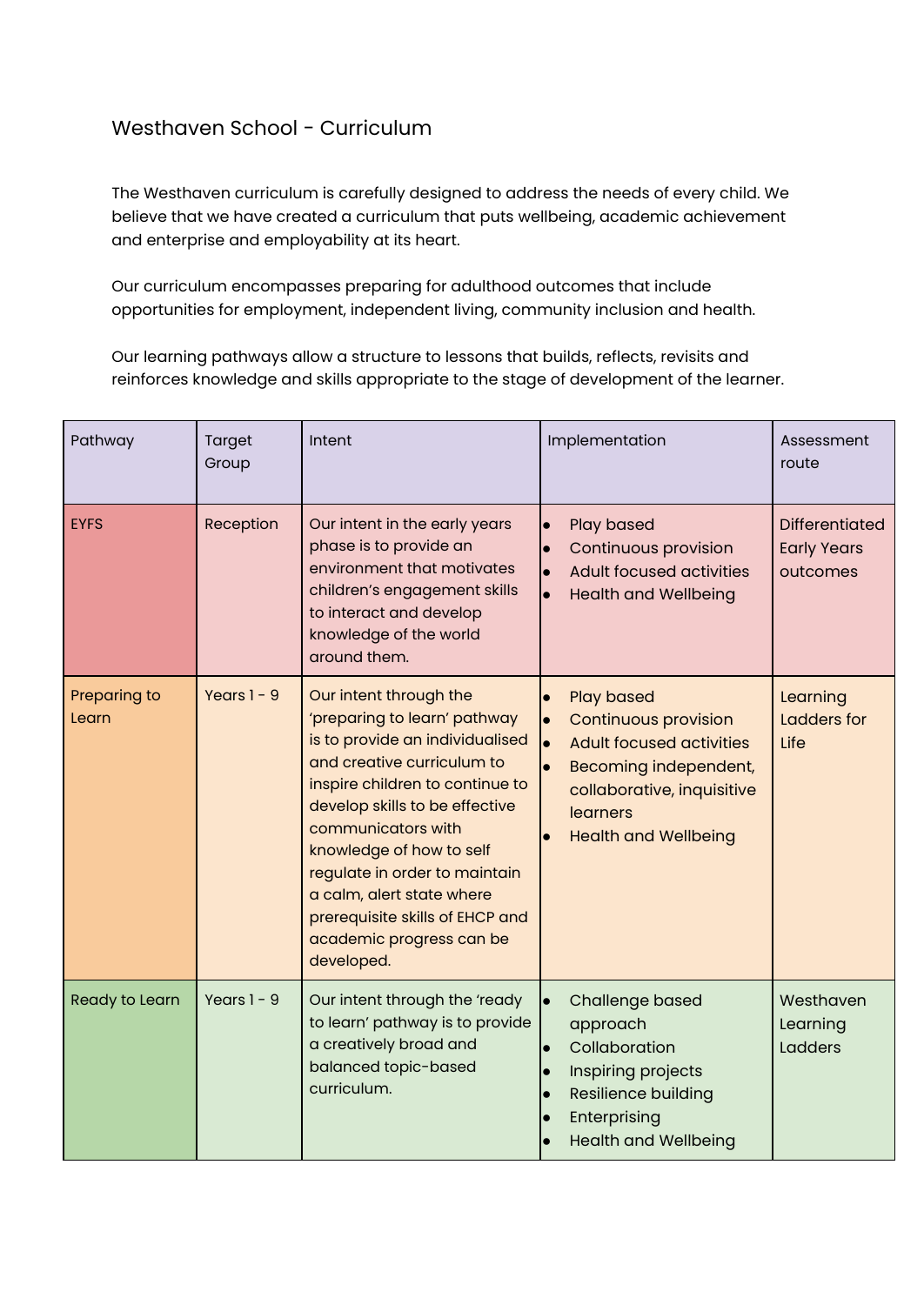# Westhaven School - Curriculum

The Westhaven curriculum is carefully designed to address the needs of every child. We believe that we have created a curriculum that puts wellbeing, academic achievement and enterprise and employability at its heart.

Our curriculum encompasses preparing for adulthood outcomes that include opportunities for employment, independent living, community inclusion and health.

Our learning pathways allow a structure to lessons that builds, reflects, revisits and reinforces knowledge and skills appropriate to the stage of development of the learner.

| Pathway | Target Group | Intent | Implementation | Assessment route |
|---|---|---|---|---|
| EYFS | Reception | Our intent in the early years phase is to provide an environment that motivates children's engagement skills to interact and develop knowledge of the world around them. | • Play based<br>• Continuous provision<br>• Adult focused activities<br>• Health and Wellbeing | Differentiated Early Years outcomes |
| Preparing to Learn | Years 1 - 9 | Our intent through the 'preparing to learn' pathway is to provide an individualised and creative curriculum to inspire children to continue to develop skills to be effective communicators with knowledge of how to self regulate in order to maintain a calm, alert state where prerequisite skills of EHCP and academic progress can be developed. | • Play based<br>• Continuous provision<br>• Adult focused activities<br>• Becoming independent, collaborative, inquisitive learners<br>• Health and Wellbeing | Learning Ladders for Life |
| Ready to Learn | Years 1 - 9 | Our intent through the 'ready to learn' pathway is to provide a creatively broad and balanced topic-based curriculum. | • Challenge based approach<br>• Collaboration<br>• Inspiring projects<br>• Resilience building<br>• Enterprising<br>• Health and Wellbeing | Westhaven Learning Ladders |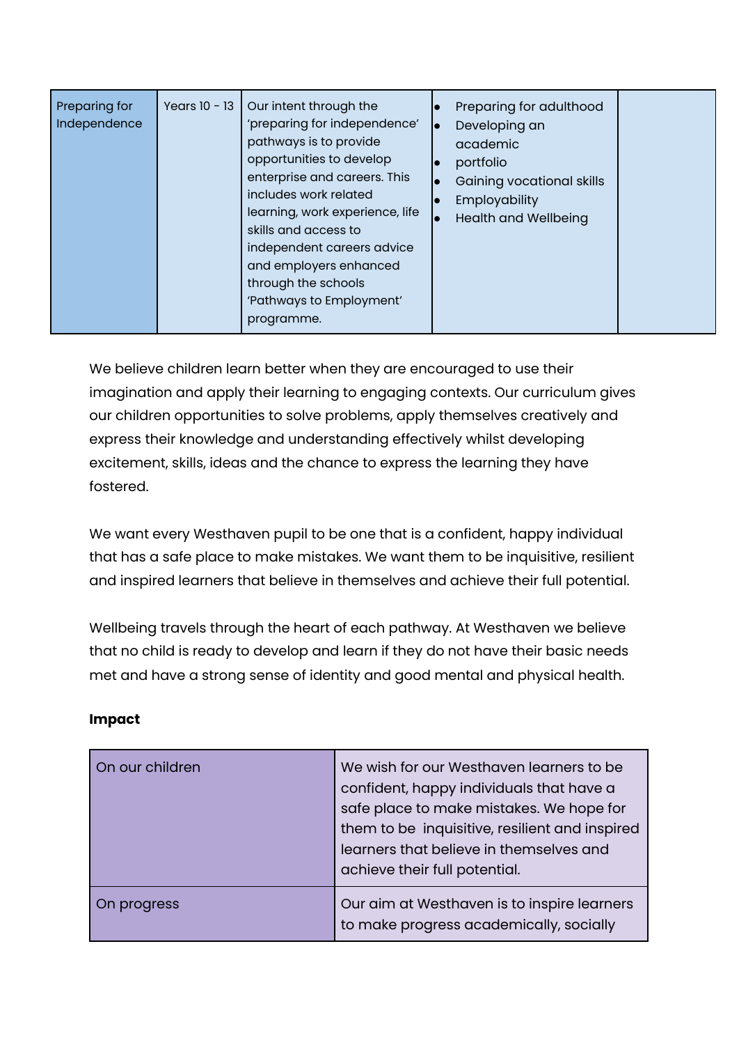| Preparing for Independence | Years 10 - 13 | Our intent through the 'preparing for independence' pathways is to provide opportunities to develop enterprise and careers. This includes work related learning, work experience, life skills and access to independent careers advice and employers enhanced through the schools 'Pathways to Employment' programme. | • Preparing for adulthood<br>• Developing an academic<br>• portfolio<br>• Gaining vocational skills<br>• Employability<br>• Health and Wellbeing | |
|---|---|---|---|---|

We believe children learn better when they are encouraged to use their imagination and apply their learning to engaging contexts. Our curriculum gives our children opportunities to solve problems, apply themselves creatively and express their knowledge and understanding effectively whilst developing excitement, skills, ideas and the chance to express the learning they have fostered.

We want every Westhaven pupil to be one that is a confident, happy individual that has a safe place to make mistakes. We want them to be inquisitive, resilient and inspired learners that believe in themselves and achieve their full potential.

Wellbeing travels through the heart of each pathway. At Westhaven we believe that no child is ready to develop and learn if they do not have their basic needs met and have a strong sense of identity and good mental and physical health.

**Impact**

| On our children | We wish for our Westhaven learners to be confident, happy individuals that have a safe place to make mistakes. We hope for them to be inquisitive, resilient and inspired learners that believe in themselves and achieve their full potential. |
|---|---|
| On progress | Our aim at Westhaven is to inspire learners to make progress academically, socially |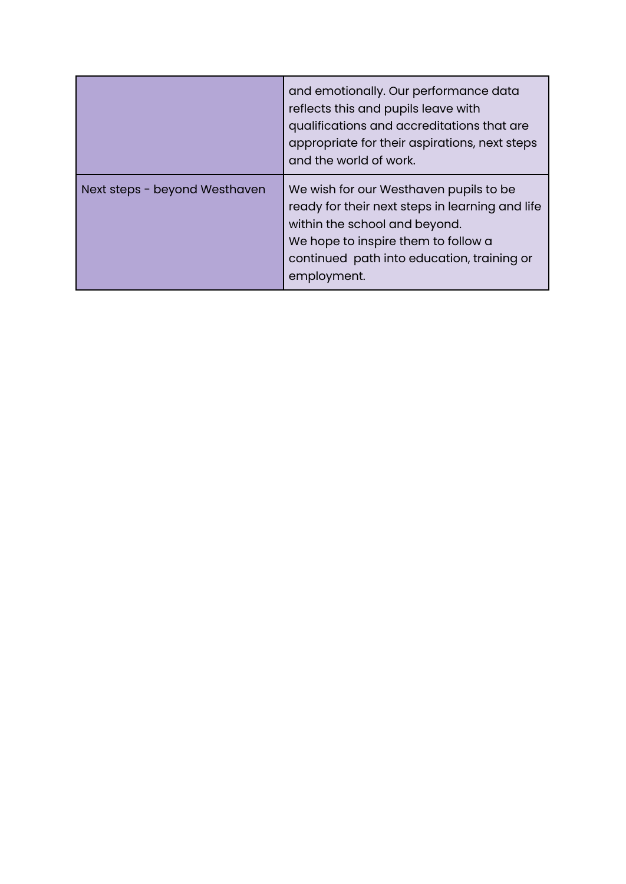| | |
|---|---|
| | and emotionally. Our performance data reflects this and pupils leave with qualifications and accreditations that are appropriate for their aspirations, next steps and the world of work. |
| Next steps - beyond Westhaven | We wish for our Westhaven pupils to be ready for their next steps in learning and life within the school and beyond.<br>We hope to inspire them to follow a continued path into education, training or employment. |